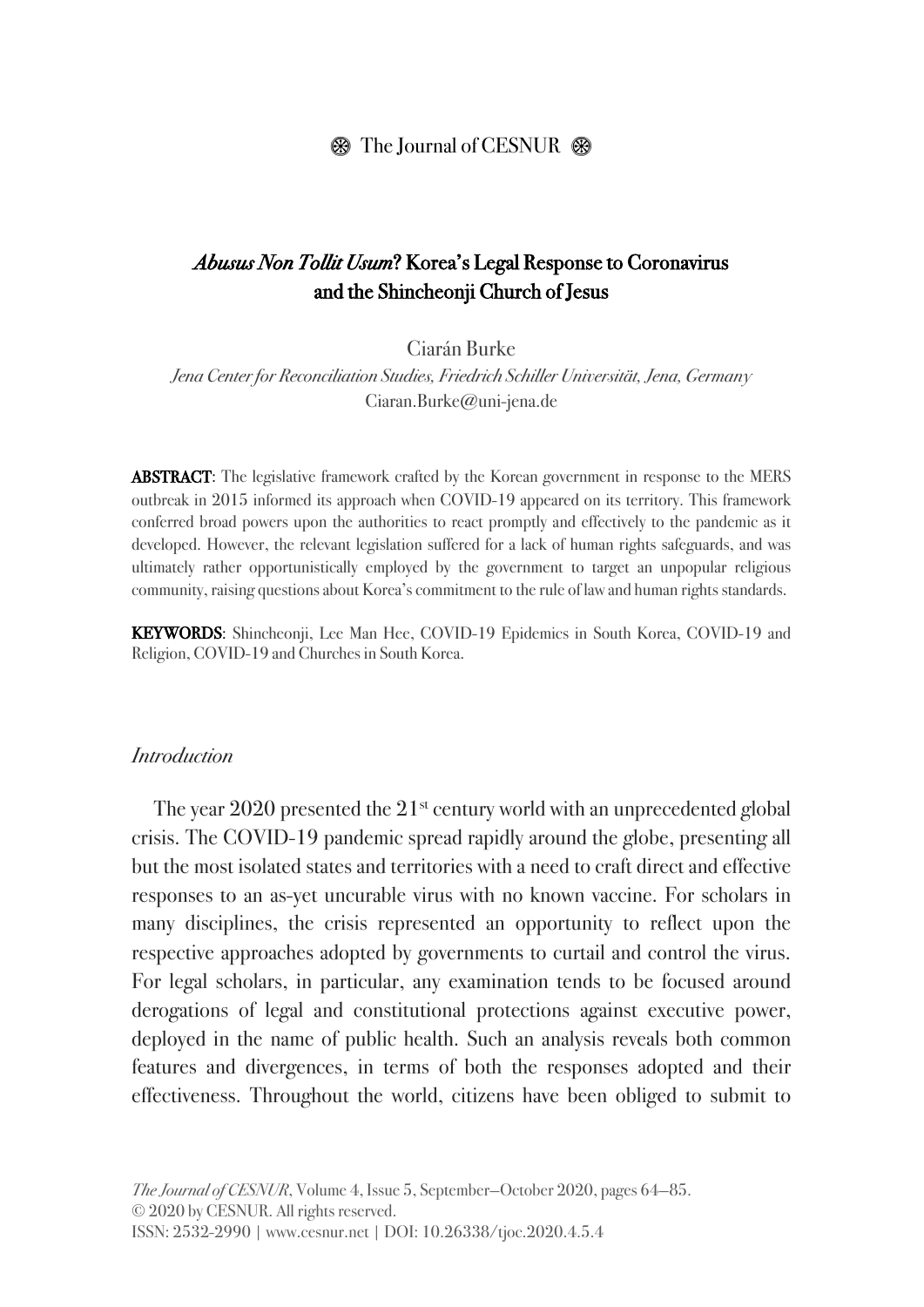# *Abusus Non Tollit Usum*? Korea's Legal Response to Coronavirus and the Shincheonji Church of Jesus

Ciarán Burke

*Jena Center for Reconciliation Studies, Friedrich Schiller Universität, Jena, Germany*

Ciaran.Burke@uni-jena.de

**ABSTRACT**: The legislative framework crafted by the Korean government in response to the MERS outbreak in 2015 informed its approach when COVID-19 appeared on its territory. This framework conferred broad powers upon the authorities to react promptly and effectively to the pandemic as it developed. However, the relevant legislation suffered for a lack of human rights safeguards, and was ultimately rather opportunistically employed by the government to target an unpopular religious community, raising questions about Korea's commitment to the rule of law and human rights standards.

**KEYWORDS**: Shincheonji, Lee Man Hee, COVID-19 Epidemics in South Korea, COVID-19 and Religion, COVID-19 and Churches in South Korea.

## *Introduction*

The year 2020 presented the 21st century world with an unprecedented global crisis. The COVID-19 pandemic spread rapidly around the globe, presenting all but the most isolated states and territories with a need to craft direct and effective responses to an as-yet uncurable virus with no known vaccine. For scholars in many disciplines, the crisis represented an opportunity to reflect upon the respective approaches adopted by governments to curtail and control the virus. For legal scholars, in particular, any examination tends to be focused around derogations of legal and constitutional protections against executive power, deployed in the name of public health. Such an analysis reveals both common features and divergences, in terms of both the responses adopted and their effectiveness. Throughout the world, citizens have been obliged to submit to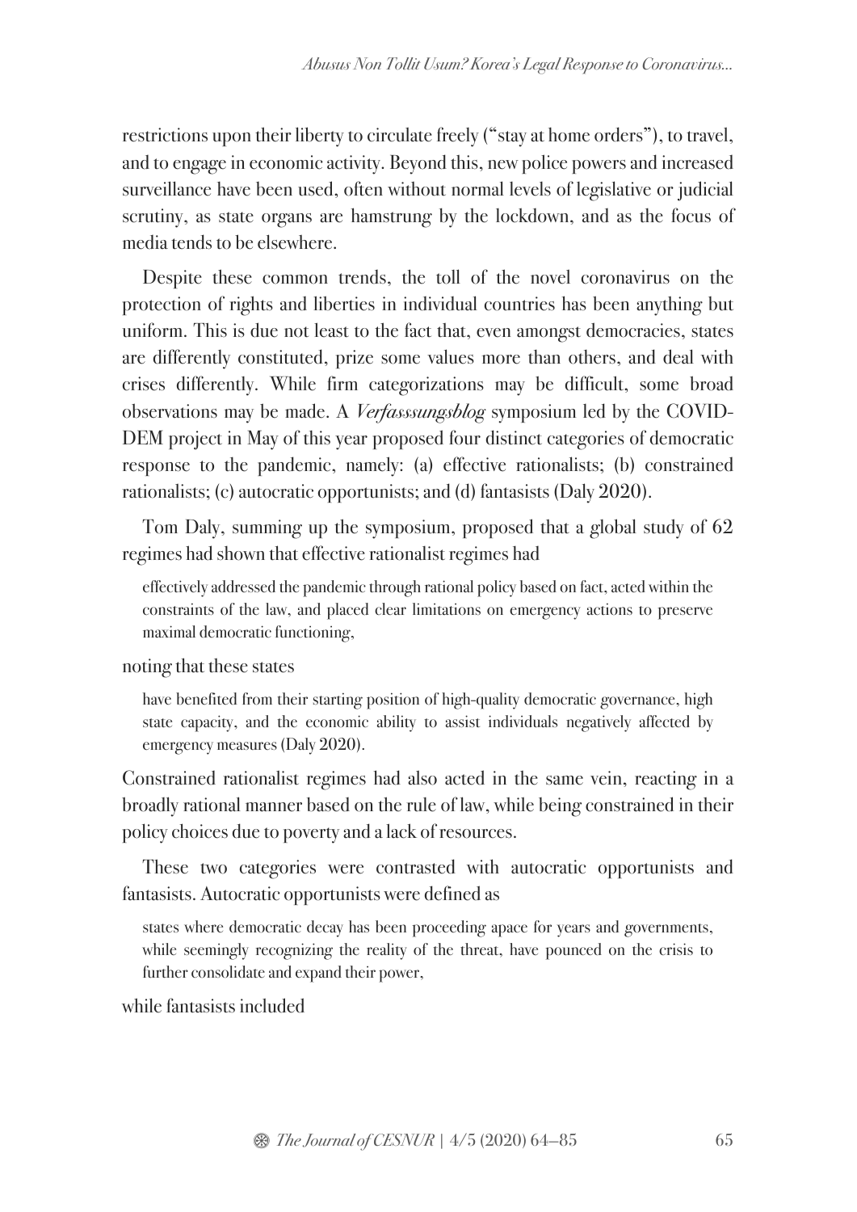restrictions upon their liberty to circulate freely ("stay at home orders"), to travel, and to engage in economic activity. Beyond this, new police powers and increased surveillance have been used, often without normal levels of legislative or judicial scrutiny, as state organs are hamstrung by the lockdown, and as the focus of media tends to be elsewhere.

Despite these common trends, the toll of the novel coronavirus on the protection of rights and liberties in individual countries has been anything but uniform. This is due not least to the fact that, even amongst democracies, states are differently constituted, prize some values more than others, and deal with crises differently. While firm categorizations may be difficult, some broad observations may be made. A *Verfasssungsblog* symposium led by the COVID-DEM project in May of this year proposed four distinct categories of democratic response to the pandemic, namely: (a) effective rationalists; (b) constrained rationalists; (c) autocratic opportunists; and (d) fantasists (Daly 2020).

Tom Daly, summing up the symposium, proposed that a global study of 62 regimes had shown that effective rationalist regimes had

> effectively addressed the pandemic through rational policy based on fact, acted within the constraints of the law, and placed clear limitations on emergency actions to preserve maximal democratic functioning,

noting that these states

> have benefited from their starting position of high-quality democratic governance, high state capacity, and the economic ability to assist individuals negatively affected by emergency measures (Daly 2020).

Constrained rationalist regimes had also acted in the same vein, reacting in a broadly rational manner based on the rule of law, while being constrained in their policy choices due to poverty and a lack of resources.

These two categories were contrasted with autocratic opportunists and fantasists. Autocratic opportunists were defined as

> states where democratic decay has been proceeding apace for years and governments, while seemingly recognizing the reality of the threat, have pounced on the crisis to further consolidate and expand their power,

while fantasists included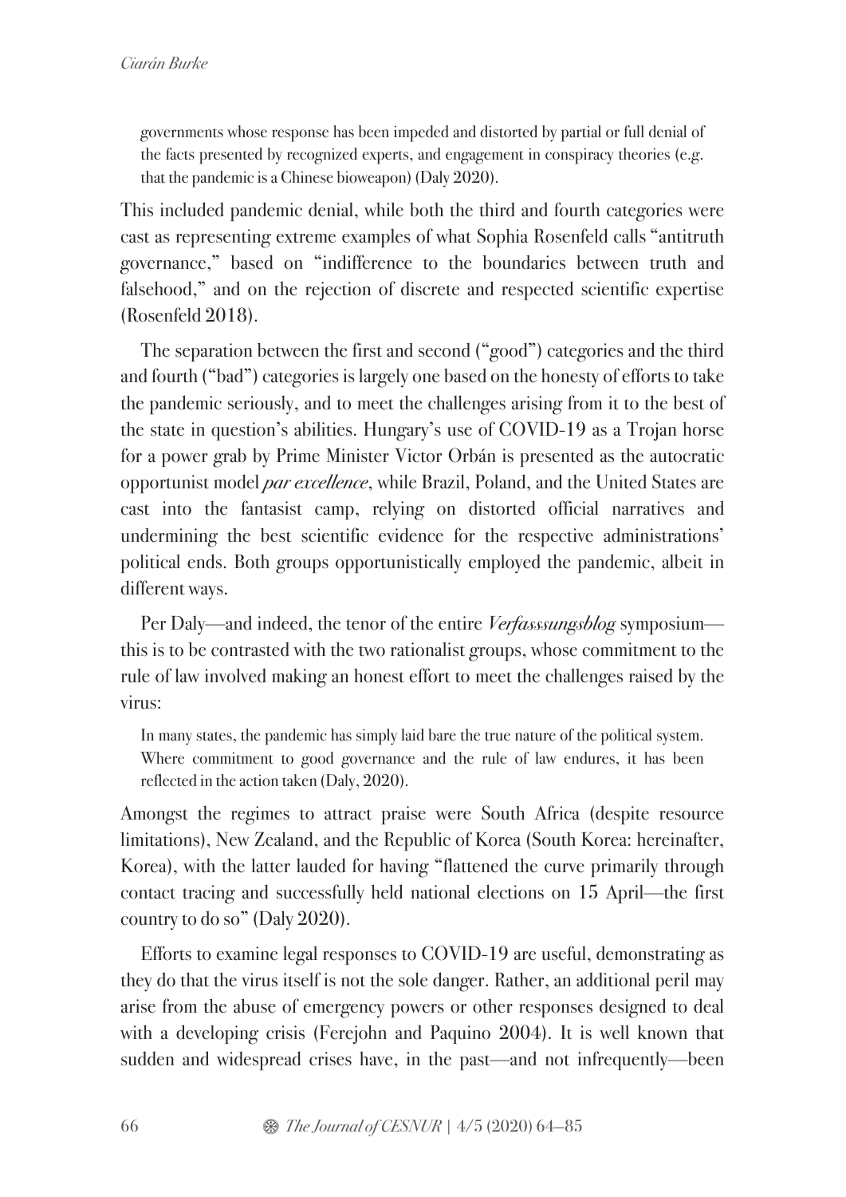> governments whose response has been impeded and distorted by partial or full denial of the facts presented by recognized experts, and engagement in conspiracy theories (e.g. that the pandemic is a Chinese bioweapon) (Daly 2020).

This included pandemic denial, while both the third and fourth categories were cast as representing extreme examples of what Sophia Rosenfeld calls "antitruth governance," based on "indifference to the boundaries between truth and falsehood," and on the rejection of discrete and respected scientific expertise (Rosenfeld 2018).

The separation between the first and second ("good") categories and the third and fourth ("bad") categories is largely one based on the honesty of efforts to take the pandemic seriously, and to meet the challenges arising from it to the best of the state in question's abilities. Hungary's use of COVID-19 as a Trojan horse for a power grab by Prime Minister Victor Orbán is presented as the autocratic opportunist model *par excellence*, while Brazil, Poland, and the United States are cast into the fantasist camp, relying on distorted official narratives and undermining the best scientific evidence for the respective administrations' political ends. Both groups opportunistically employed the pandemic, albeit in different ways.

Per Daly—and indeed, the tenor of the entire *Verfasssungsblog* symposium—this is to be contrasted with the two rationalist groups, whose commitment to the rule of law involved making an honest effort to meet the challenges raised by the virus:

> In many states, the pandemic has simply laid bare the true nature of the political system. Where commitment to good governance and the rule of law endures, it has been reflected in the action taken (Daly, 2020).

Amongst the regimes to attract praise were South Africa (despite resource limitations), New Zealand, and the Republic of Korea (South Korea: hereinafter, Korea), with the latter lauded for having "flattened the curve primarily through contact tracing and successfully held national elections on 15 April—the first country to do so" (Daly 2020).

Efforts to examine legal responses to COVID-19 are useful, demonstrating as they do that the virus itself is not the sole danger. Rather, an additional peril may arise from the abuse of emergency powers or other responses designed to deal with a developing crisis (Ferejohn and Paquino 2004). It is well known that sudden and widespread crises have, in the past—and not infrequently—been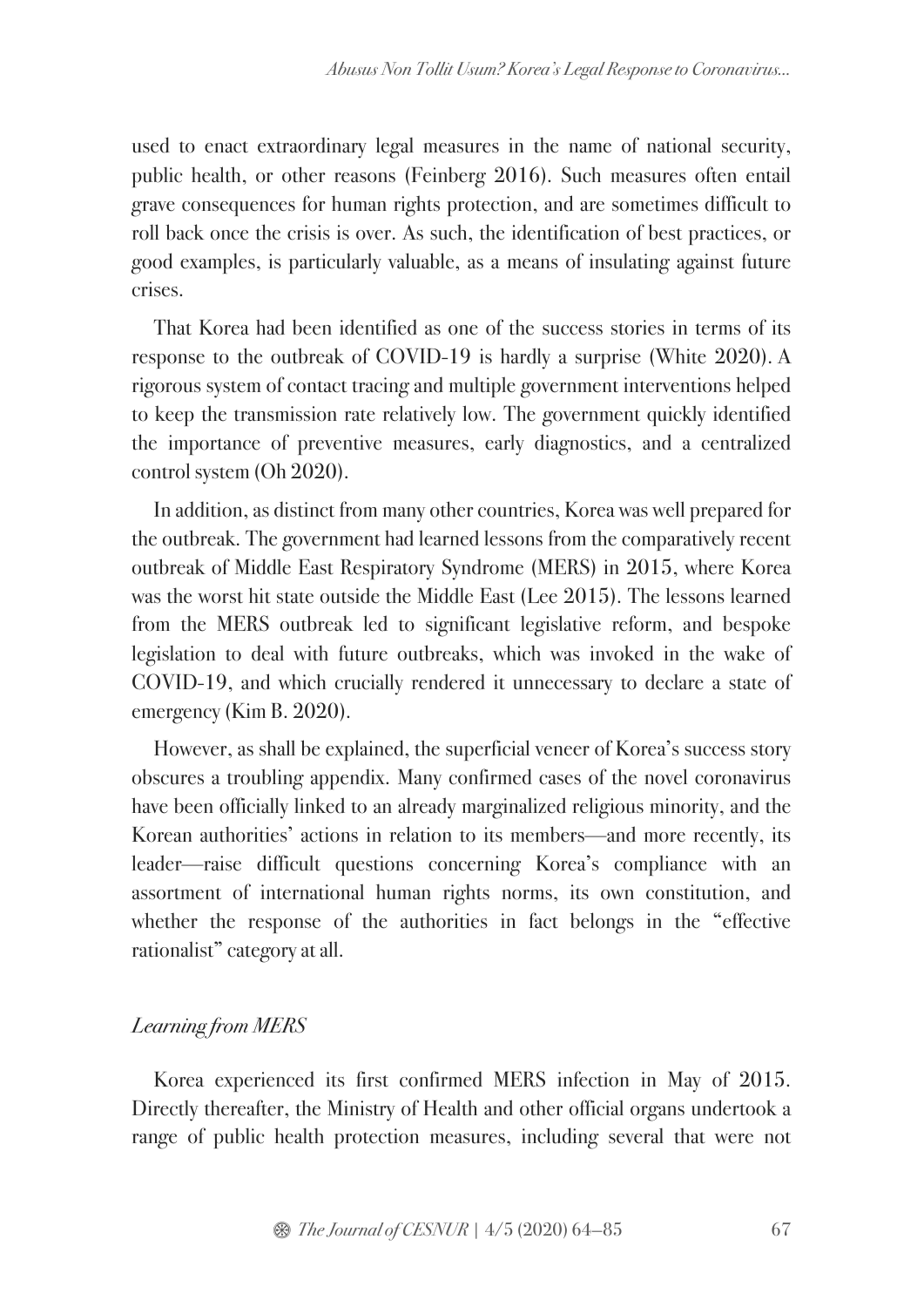used to enact extraordinary legal measures in the name of national security, public health, or other reasons (Feinberg 2016). Such measures often entail grave consequences for human rights protection, and are sometimes difficult to roll back once the crisis is over. As such, the identification of best practices, or good examples, is particularly valuable, as a means of insulating against future crises.

That Korea had been identified as one of the success stories in terms of its response to the outbreak of COVID-19 is hardly a surprise (White 2020). A rigorous system of contact tracing and multiple government interventions helped to keep the transmission rate relatively low. The government quickly identified the importance of preventive measures, early diagnostics, and a centralized control system (Oh 2020).

In addition, as distinct from many other countries, Korea was well prepared for the outbreak. The government had learned lessons from the comparatively recent outbreak of Middle East Respiratory Syndrome (MERS) in 2015, where Korea was the worst hit state outside the Middle East (Lee 2015). The lessons learned from the MERS outbreak led to significant legislative reform, and bespoke legislation to deal with future outbreaks, which was invoked in the wake of COVID-19, and which crucially rendered it unnecessary to declare a state of emergency (Kim B. 2020).

However, as shall be explained, the superficial veneer of Korea's success story obscures a troubling appendix. Many confirmed cases of the novel coronavirus have been officially linked to an already marginalized religious minority, and the Korean authorities' actions in relation to its members—and more recently, its leader—raise difficult questions concerning Korea's compliance with an assortment of international human rights norms, its own constitution, and whether the response of the authorities in fact belongs in the "effective rationalist" category at all.

## *Learning from MERS*

Korea experienced its first confirmed MERS infection in May of 2015. Directly thereafter, the Ministry of Health and other official organs undertook a range of public health protection measures, including several that were not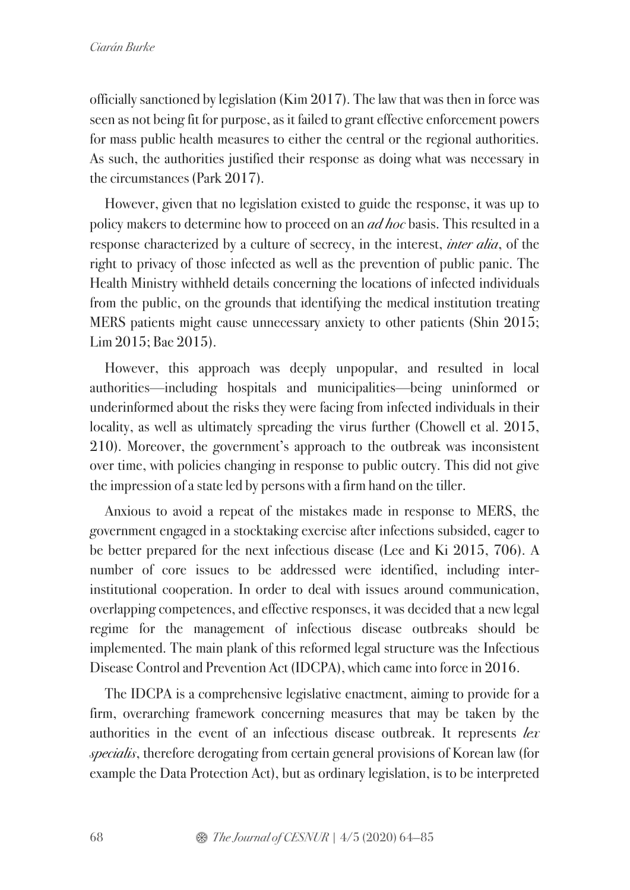officially sanctioned by legislation (Kim 2017). The law that was then in force was seen as not being fit for purpose, as it failed to grant effective enforcement powers for mass public health measures to either the central or the regional authorities. As such, the authorities justified their response as doing what was necessary in the circumstances (Park 2017).

However, given that no legislation existed to guide the response, it was up to policy makers to determine how to proceed on an *ad hoc* basis. This resulted in a response characterized by a culture of secrecy, in the interest, *inter alia*, of the right to privacy of those infected as well as the prevention of public panic. The Health Ministry withheld details concerning the locations of infected individuals from the public, on the grounds that identifying the medical institution treating MERS patients might cause unnecessary anxiety to other patients (Shin 2015; Lim 2015; Bae 2015).

However, this approach was deeply unpopular, and resulted in local authorities—including hospitals and municipalities—being uninformed or underinformed about the risks they were facing from infected individuals in their locality, as well as ultimately spreading the virus further (Chowell et al. 2015, 210). Moreover, the government's approach to the outbreak was inconsistent over time, with policies changing in response to public outcry. This did not give the impression of a state led by persons with a firm hand on the tiller.

Anxious to avoid a repeat of the mistakes made in response to MERS, the government engaged in a stocktaking exercise after infections subsided, eager to be better prepared for the next infectious disease (Lee and Ki 2015, 706). A number of core issues to be addressed were identified, including inter-institutional cooperation. In order to deal with issues around communication, overlapping competences, and effective responses, it was decided that a new legal regime for the management of infectious disease outbreaks should be implemented. The main plank of this reformed legal structure was the Infectious Disease Control and Prevention Act (IDCPA), which came into force in 2016.

The IDCPA is a comprehensive legislative enactment, aiming to provide for a firm, overarching framework concerning measures that may be taken by the authorities in the event of an infectious disease outbreak. It represents *lex specialis*, therefore derogating from certain general provisions of Korean law (for example the Data Protection Act), but as ordinary legislation, is to be interpreted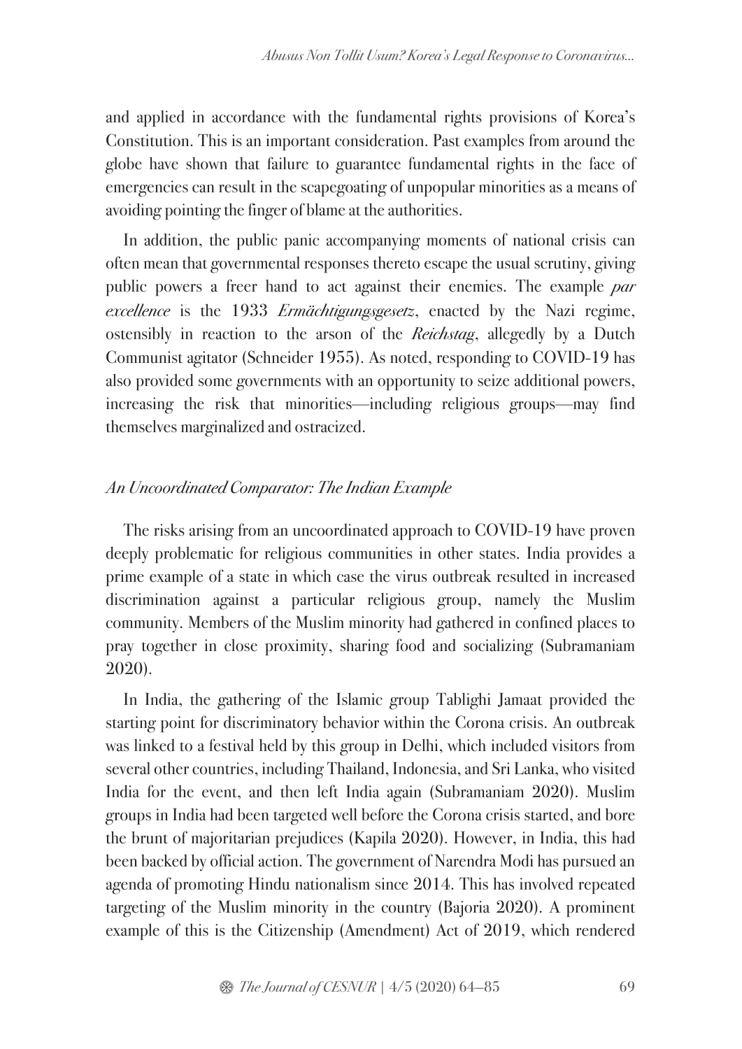and applied in accordance with the fundamental rights provisions of Korea's Constitution. This is an important consideration. Past examples from around the globe have shown that failure to guarantee fundamental rights in the face of emergencies can result in the scapegoating of unpopular minorities as a means of avoiding pointing the finger of blame at the authorities.

In addition, the public panic accompanying moments of national crisis can often mean that governmental responses thereto escape the usual scrutiny, giving public powers a freer hand to act against their enemies. The example *par excellence* is the 1933 *Ermächtigungsgesetz*, enacted by the Nazi regime, ostensibly in reaction to the arson of the *Reichstag*, allegedly by a Dutch Communist agitator (Schneider 1955). As noted, responding to COVID-19 has also provided some governments with an opportunity to seize additional powers, increasing the risk that minorities—including religious groups—may find themselves marginalized and ostracized.

### *An Uncoordinated Comparator: The Indian Example*

The risks arising from an uncoordinated approach to COVID-19 have proven deeply problematic for religious communities in other states. India provides a prime example of a state in which case the virus outbreak resulted in increased discrimination against a particular religious group, namely the Muslim community. Members of the Muslim minority had gathered in confined places to pray together in close proximity, sharing food and socializing (Subramaniam 2020).

In India, the gathering of the Islamic group Tablighi Jamaat provided the starting point for discriminatory behavior within the Corona crisis. An outbreak was linked to a festival held by this group in Delhi, which included visitors from several other countries, including Thailand, Indonesia, and Sri Lanka, who visited India for the event, and then left India again (Subramaniam 2020). Muslim groups in India had been targeted well before the Corona crisis started, and bore the brunt of majoritarian prejudices (Kapila 2020). However, in India, this had been backed by official action. The government of Narendra Modi has pursued an agenda of promoting Hindu nationalism since 2014. This has involved repeated targeting of the Muslim minority in the country (Bajoria 2020). A prominent example of this is the Citizenship (Amendment) Act of 2019, which rendered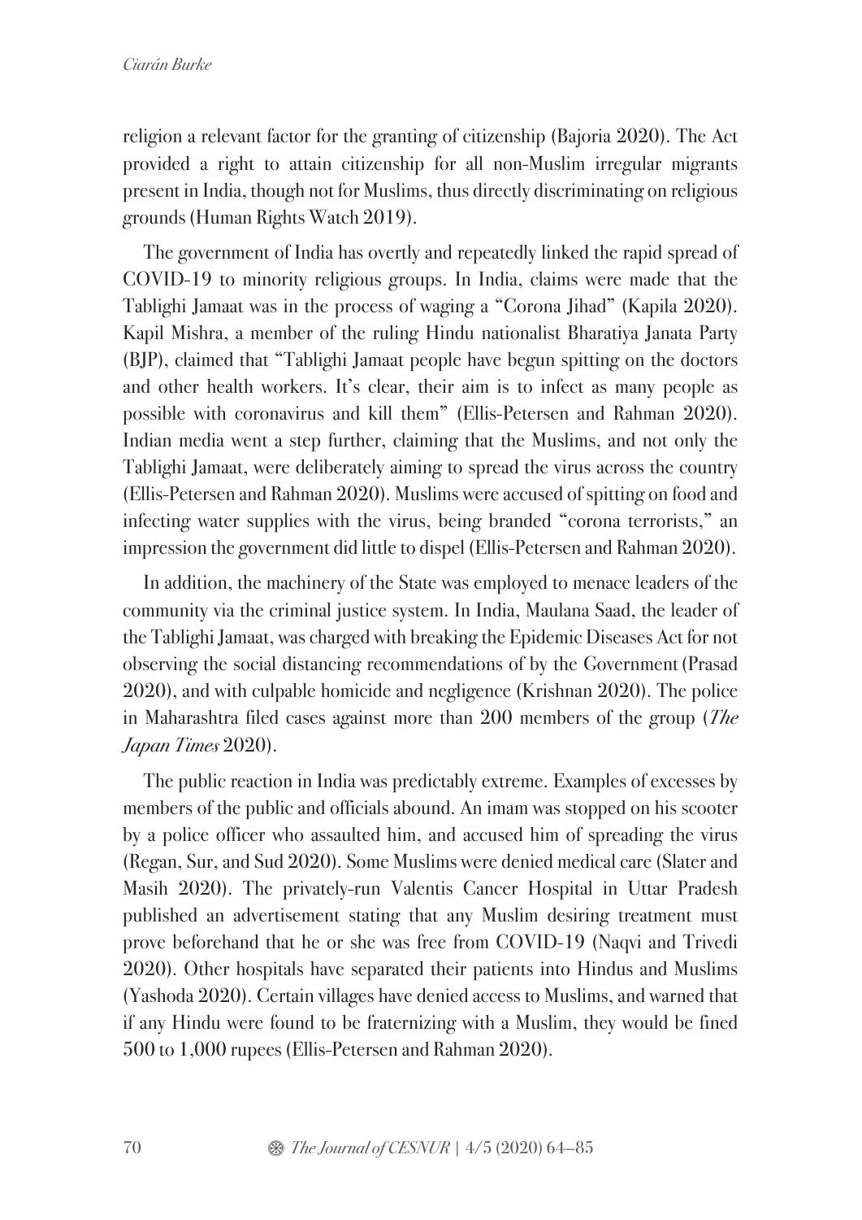religion a relevant factor for the granting of citizenship (Bajoria 2020). The Act provided a right to attain citizenship for all non-Muslim irregular migrants present in India, though not for Muslims, thus directly discriminating on religious grounds (Human Rights Watch 2019).

The government of India has overtly and repeatedly linked the rapid spread of COVID-19 to minority religious groups. In India, claims were made that the Tablighi Jamaat was in the process of waging a "Corona Jihad" (Kapila 2020). Kapil Mishra, a member of the ruling Hindu nationalist Bharatiya Janata Party (BJP), claimed that "Tablighi Jamaat people have begun spitting on the doctors and other health workers. It's clear, their aim is to infect as many people as possible with coronavirus and kill them" (Ellis-Petersen and Rahman 2020). Indian media went a step further, claiming that the Muslims, and not only the Tablighi Jamaat, were deliberately aiming to spread the virus across the country (Ellis-Petersen and Rahman 2020). Muslims were accused of spitting on food and infecting water supplies with the virus, being branded "corona terrorists," an impression the government did little to dispel (Ellis-Petersen and Rahman 2020).

In addition, the machinery of the State was employed to menace leaders of the community via the criminal justice system. In India, Maulana Saad, the leader of the Tablighi Jamaat, was charged with breaking the Epidemic Diseases Act for not observing the social distancing recommendations of by the Government (Prasad 2020), and with culpable homicide and negligence (Krishnan 2020). The police in Maharashtra filed cases against more than 200 members of the group (*The Japan Times* 2020).

The public reaction in India was predictably extreme. Examples of excesses by members of the public and officials abound. An imam was stopped on his scooter by a police officer who assaulted him, and accused him of spreading the virus (Regan, Sur, and Sud 2020). Some Muslims were denied medical care (Slater and Masih 2020). The privately-run Valentis Cancer Hospital in Uttar Pradesh published an advertisement stating that any Muslim desiring treatment must prove beforehand that he or she was free from COVID-19 (Naqvi and Trivedi 2020). Other hospitals have separated their patients into Hindus and Muslims (Yashoda 2020). Certain villages have denied access to Muslims, and warned that if any Hindu were found to be fraternizing with a Muslim, they would be fined 500 to 1,000 rupees (Ellis-Petersen and Rahman 2020).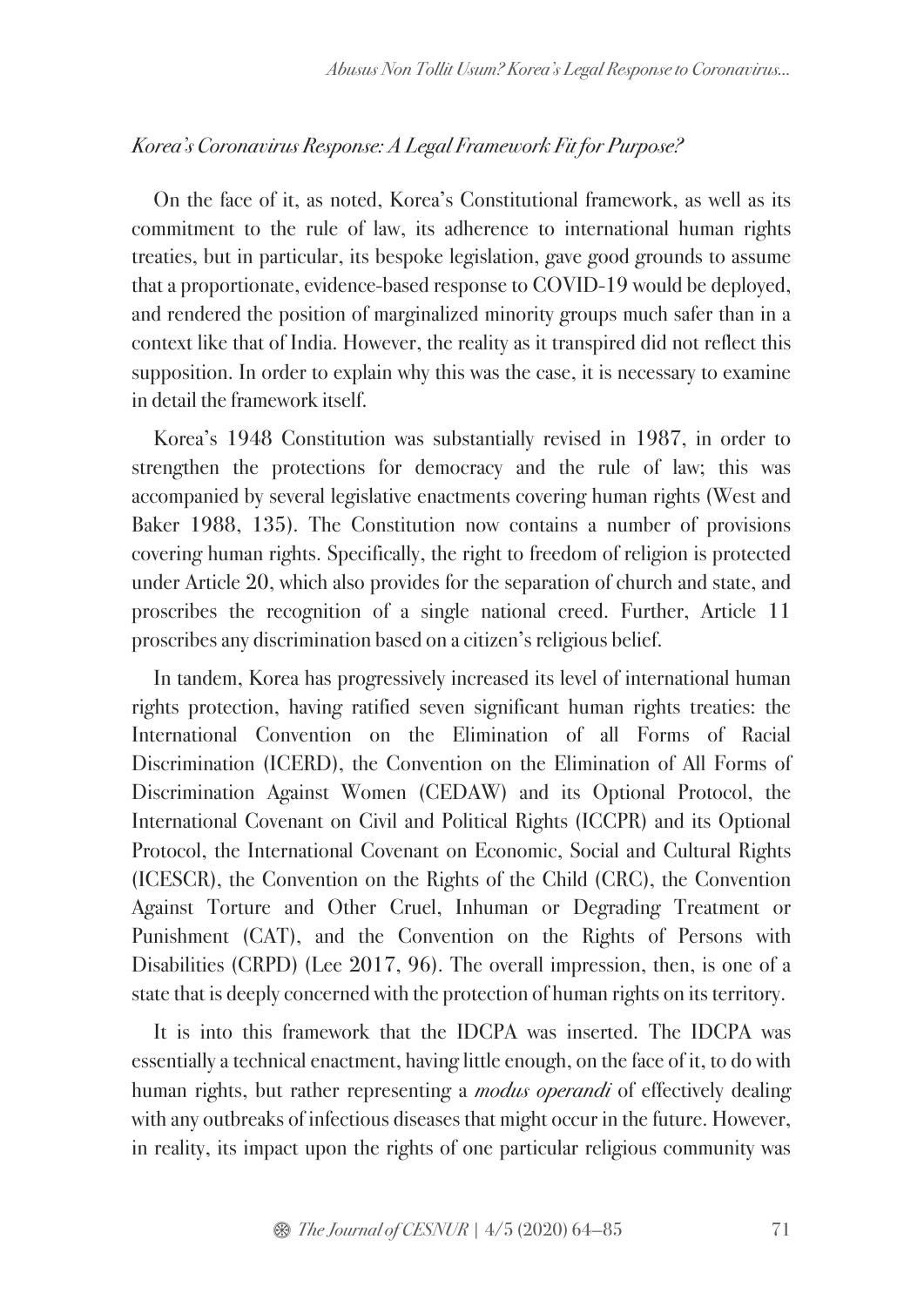### *Korea's Coronavirus Response: A Legal Framework Fit for Purpose?*

On the face of it, as noted, Korea's Constitutional framework, as well as its commitment to the rule of law, its adherence to international human rights treaties, but in particular, its bespoke legislation, gave good grounds to assume that a proportionate, evidence-based response to COVID-19 would be deployed, and rendered the position of marginalized minority groups much safer than in a context like that of India. However, the reality as it transpired did not reflect this supposition. In order to explain why this was the case, it is necessary to examine in detail the framework itself.

Korea's 1948 Constitution was substantially revised in 1987, in order to strengthen the protections for democracy and the rule of law; this was accompanied by several legislative enactments covering human rights (West and Baker 1988, 135). The Constitution now contains a number of provisions covering human rights. Specifically, the right to freedom of religion is protected under Article 20, which also provides for the separation of church and state, and proscribes the recognition of a single national creed. Further, Article 11 proscribes any discrimination based on a citizen's religious belief.

In tandem, Korea has progressively increased its level of international human rights protection, having ratified seven significant human rights treaties: the International Convention on the Elimination of all Forms of Racial Discrimination (ICERD), the Convention on the Elimination of All Forms of Discrimination Against Women (CEDAW) and its Optional Protocol, the International Covenant on Civil and Political Rights (ICCPR) and its Optional Protocol, the International Covenant on Economic, Social and Cultural Rights (ICESCR), the Convention on the Rights of the Child (CRC), the Convention Against Torture and Other Cruel, Inhuman or Degrading Treatment or Punishment (CAT), and the Convention on the Rights of Persons with Disabilities (CRPD) (Lee 2017, 96). The overall impression, then, is one of a state that is deeply concerned with the protection of human rights on its territory.

It is into this framework that the IDCPA was inserted. The IDCPA was essentially a technical enactment, having little enough, on the face of it, to do with human rights, but rather representing a *modus operandi* of effectively dealing with any outbreaks of infectious diseases that might occur in the future. However, in reality, its impact upon the rights of one particular religious community was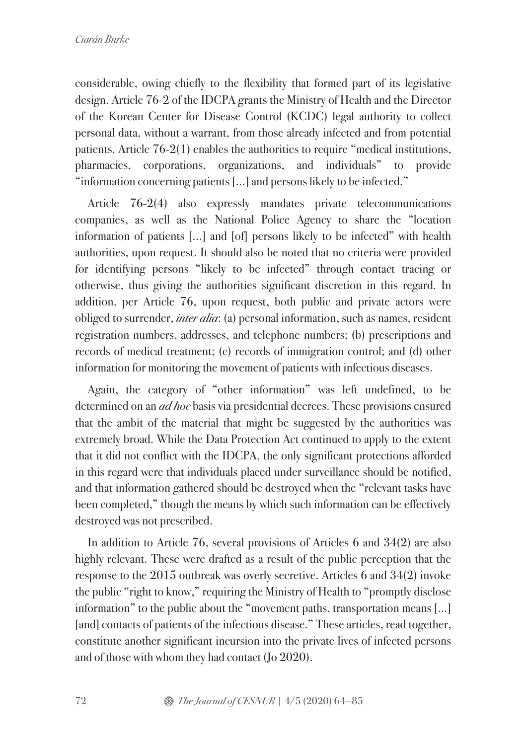considerable, owing chiefly to the flexibility that formed part of its legislative design. Article 76-2 of the IDCPA grants the Ministry of Health and the Director of the Korean Center for Disease Control (KCDC) legal authority to collect personal data, without a warrant, from those already infected and from potential patients. Article 76-2(1) enables the authorities to require "medical institutions, pharmacies, corporations, organizations, and individuals" to provide "information concerning patients [...] and persons likely to be infected."

Article 76-2(4) also expressly mandates private telecommunications companies, as well as the National Police Agency to share the "location information of patients [...] and [of] persons likely to be infected" with health authorities, upon request. It should also be noted that no criteria were provided for identifying persons "likely to be infected" through contact tracing or otherwise, thus giving the authorities significant discretion in this regard. In addition, per Article 76, upon request, both public and private actors were obliged to surrender, *inter alia*: (a) personal information, such as names, resident registration numbers, addresses, and telephone numbers; (b) prescriptions and records of medical treatment; (c) records of immigration control; and (d) other information for monitoring the movement of patients with infectious diseases.

Again, the category of "other information" was left undefined, to be determined on an *ad hoc* basis via presidential decrees. These provisions ensured that the ambit of the material that might be suggested by the authorities was extremely broad. While the Data Protection Act continued to apply to the extent that it did not conflict with the IDCPA, the only significant protections afforded in this regard were that individuals placed under surveillance should be notified, and that information gathered should be destroyed when the "relevant tasks have been completed," though the means by which such information can be effectively destroyed was not prescribed.

In addition to Article 76, several provisions of Articles 6 and 34(2) are also highly relevant. These were drafted as a result of the public perception that the response to the 2015 outbreak was overly secretive. Articles 6 and 34(2) invoke the public "right to know," requiring the Ministry of Health to "promptly disclose information" to the public about the "movement paths, transportation means [...] [and] contacts of patients of the infectious disease." These articles, read together, constitute another significant incursion into the private lives of infected persons and of those with whom they had contact (Jo 2020).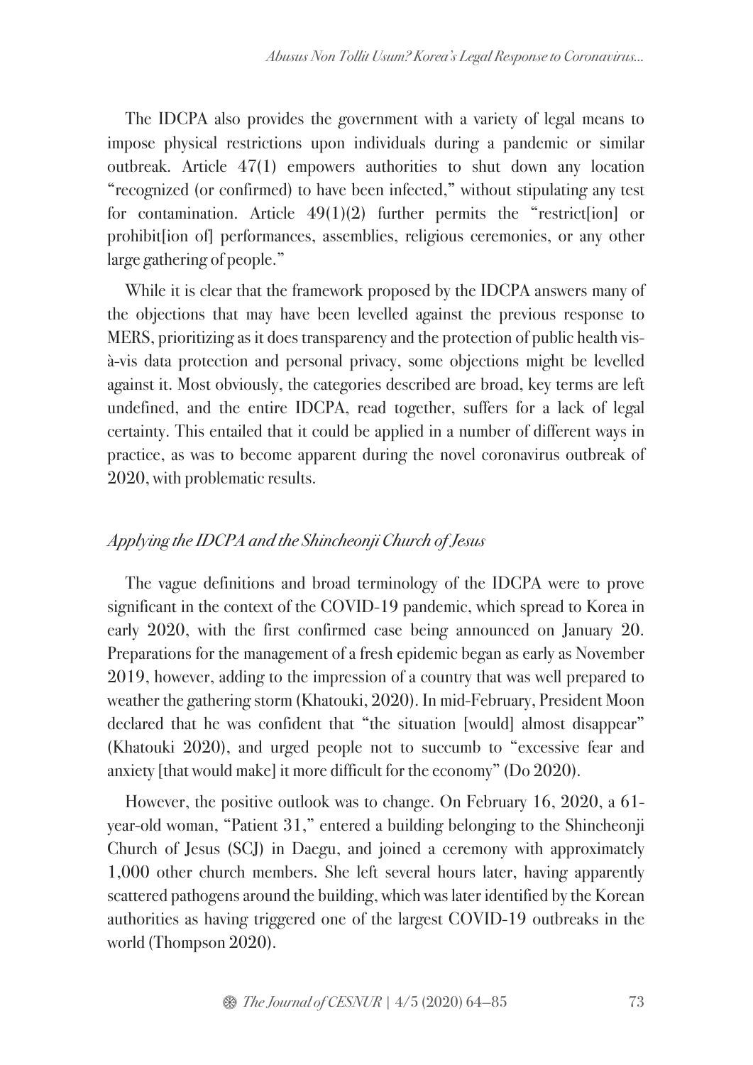The IDCPA also provides the government with a variety of legal means to impose physical restrictions upon individuals during a pandemic or similar outbreak. Article 47(1) empowers authorities to shut down any location "recognized (or confirmed) to have been infected," without stipulating any test for contamination. Article 49(1)(2) further permits the "restrict[ion] or prohibit[ion of] performances, assemblies, religious ceremonies, or any other large gathering of people."

While it is clear that the framework proposed by the IDCPA answers many of the objections that may have been levelled against the previous response to MERS, prioritizing as it does transparency and the protection of public health vis-à-vis data protection and personal privacy, some objections might be levelled against it. Most obviously, the categories described are broad, key terms are left undefined, and the entire IDCPA, read together, suffers for a lack of legal certainty. This entailed that it could be applied in a number of different ways in practice, as was to become apparent during the novel coronavirus outbreak of 2020, with problematic results.

### *Applying the IDCPA and the Shincheonji Church of Jesus*

The vague definitions and broad terminology of the IDCPA were to prove significant in the context of the COVID-19 pandemic, which spread to Korea in early 2020, with the first confirmed case being announced on January 20. Preparations for the management of a fresh epidemic began as early as November 2019, however, adding to the impression of a country that was well prepared to weather the gathering storm (Khatouki, 2020). In mid-February, President Moon declared that he was confident that "the situation [would] almost disappear" (Khatouki 2020), and urged people not to succumb to "excessive fear and anxiety [that would make] it more difficult for the economy" (Do 2020).

However, the positive outlook was to change. On February 16, 2020, a 61-year-old woman, "Patient 31," entered a building belonging to the Shincheonji Church of Jesus (SCJ) in Daegu, and joined a ceremony with approximately 1,000 other church members. She left several hours later, having apparently scattered pathogens around the building, which was later identified by the Korean authorities as having triggered one of the largest COVID-19 outbreaks in the world (Thompson 2020).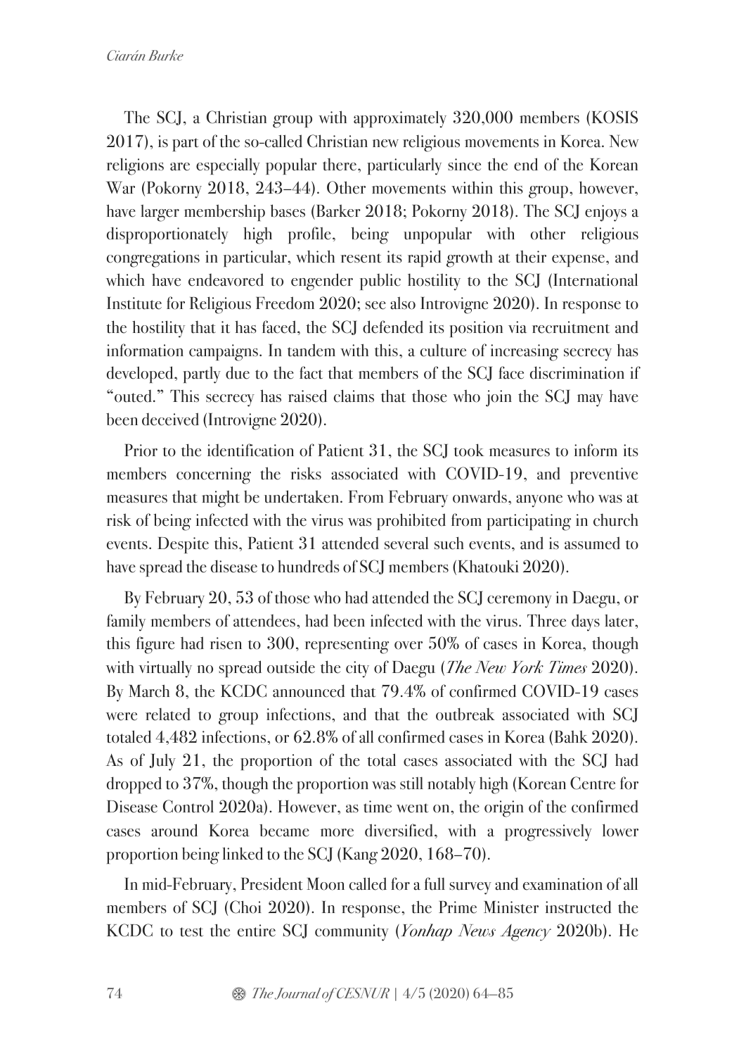The SCJ, a Christian group with approximately 320,000 members (KOSIS 2017), is part of the so-called Christian new religious movements in Korea. New religions are especially popular there, particularly since the end of the Korean War (Pokorny 2018, 243–44). Other movements within this group, however, have larger membership bases (Barker 2018; Pokorny 2018). The SCJ enjoys a disproportionately high profile, being unpopular with other religious congregations in particular, which resent its rapid growth at their expense, and which have endeavored to engender public hostility to the SCJ (International Institute for Religious Freedom 2020; see also Introvigne 2020). In response to the hostility that it has faced, the SCJ defended its position via recruitment and information campaigns. In tandem with this, a culture of increasing secrecy has developed, partly due to the fact that members of the SCJ face discrimination if "outed." This secrecy has raised claims that those who join the SCJ may have been deceived (Introvigne 2020).

Prior to the identification of Patient 31, the SCJ took measures to inform its members concerning the risks associated with COVID-19, and preventive measures that might be undertaken. From February onwards, anyone who was at risk of being infected with the virus was prohibited from participating in church events. Despite this, Patient 31 attended several such events, and is assumed to have spread the disease to hundreds of SCJ members (Khatouki 2020).

By February 20, 53 of those who had attended the SCJ ceremony in Daegu, or family members of attendees, had been infected with the virus. Three days later, this figure had risen to 300, representing over 50% of cases in Korea, though with virtually no spread outside the city of Daegu (*The New York Times* 2020). By March 8, the KCDC announced that 79.4% of confirmed COVID-19 cases were related to group infections, and that the outbreak associated with SCJ totaled 4,482 infections, or 62.8% of all confirmed cases in Korea (Bahk 2020). As of July 21, the proportion of the total cases associated with the SCJ had dropped to 37%, though the proportion was still notably high (Korean Centre for Disease Control 2020a). However, as time went on, the origin of the confirmed cases around Korea became more diversified, with a progressively lower proportion being linked to the SCJ (Kang 2020, 168–70).

In mid-February, President Moon called for a full survey and examination of all members of SCJ (Choi 2020). In response, the Prime Minister instructed the KCDC to test the entire SCJ community (*Yonhap News Agency* 2020b). He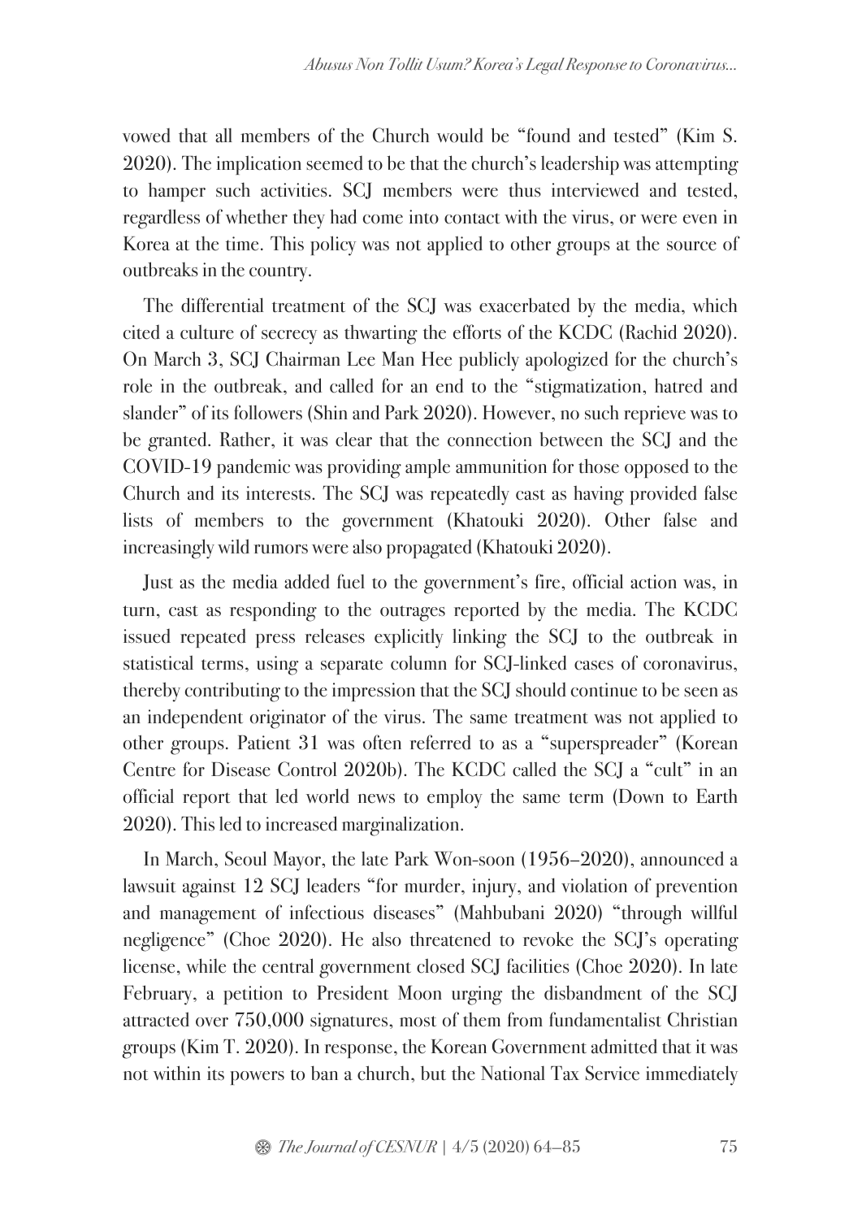vowed that all members of the Church would be "found and tested" (Kim S. 2020). The implication seemed to be that the church's leadership was attempting to hamper such activities. SCJ members were thus interviewed and tested, regardless of whether they had come into contact with the virus, or were even in Korea at the time. This policy was not applied to other groups at the source of outbreaks in the country.

The differential treatment of the SCJ was exacerbated by the media, which cited a culture of secrecy as thwarting the efforts of the KCDC (Rachid 2020). On March 3, SCJ Chairman Lee Man Hee publicly apologized for the church's role in the outbreak, and called for an end to the "stigmatization, hatred and slander" of its followers (Shin and Park 2020). However, no such reprieve was to be granted. Rather, it was clear that the connection between the SCJ and the COVID-19 pandemic was providing ample ammunition for those opposed to the Church and its interests. The SCJ was repeatedly cast as having provided false lists of members to the government (Khatouki 2020). Other false and increasingly wild rumors were also propagated (Khatouki 2020).

Just as the media added fuel to the government's fire, official action was, in turn, cast as responding to the outrages reported by the media. The KCDC issued repeated press releases explicitly linking the SCJ to the outbreak in statistical terms, using a separate column for SCJ-linked cases of coronavirus, thereby contributing to the impression that the SCJ should continue to be seen as an independent originator of the virus. The same treatment was not applied to other groups. Patient 31 was often referred to as a "superspreader" (Korean Centre for Disease Control 2020b). The KCDC called the SCJ a "cult" in an official report that led world news to employ the same term (Down to Earth 2020). This led to increased marginalization.

In March, Seoul Mayor, the late Park Won-soon (1956–2020), announced a lawsuit against 12 SCJ leaders "for murder, injury, and violation of prevention and management of infectious diseases" (Mahbubani 2020) "through willful negligence" (Choe 2020). He also threatened to revoke the SCJ's operating license, while the central government closed SCJ facilities (Choe 2020). In late February, a petition to President Moon urging the disbandment of the SCJ attracted over 750,000 signatures, most of them from fundamentalist Christian groups (Kim T. 2020). In response, the Korean Government admitted that it was not within its powers to ban a church, but the National Tax Service immediately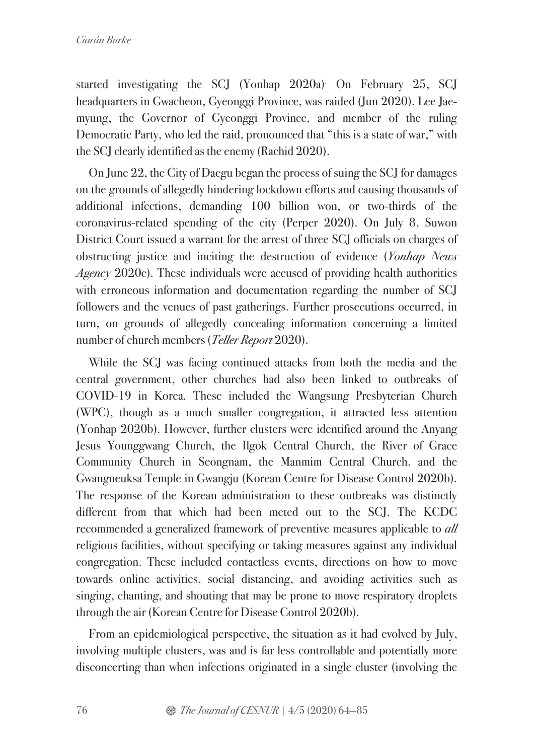started investigating the SCJ (Yonhap 2020a). On February 25, SCJ headquarters in Gwacheon, Gyeonggi Province, was raided (Jun 2020). Lee Jae-myung, the Governor of Gyeonggi Province, and member of the ruling Democratic Party, who led the raid, pronounced that "this is a state of war," with the SCJ clearly identified as the enemy (Rachid 2020).

On June 22, the City of Daegu began the process of suing the SCJ for damages on the grounds of allegedly hindering lockdown efforts and causing thousands of additional infections, demanding 100 billion won, or two-thirds of the coronavirus-related spending of the city (Perper 2020). On July 8, Suwon District Court issued a warrant for the arrest of three SCJ officials on charges of obstructing justice and inciting the destruction of evidence (*Yonhap News Agency* 2020c). These individuals were accused of providing health authorities with erroneous information and documentation regarding the number of SCJ followers and the venues of past gatherings. Further prosecutions occurred, in turn, on grounds of allegedly concealing information concerning a limited number of church members (*Teller Report* 2020).

While the SCJ was facing continued attacks from both the media and the central government, other churches had also been linked to outbreaks of COVID-19 in Korea. These included the Wangsung Presbyterian Church (WPC), though as a much smaller congregation, it attracted less attention (Yonhap 2020b). However, further clusters were identified around the Anyang Jesus Younggwang Church, the Ilgok Central Church, the River of Grace Community Church in Seongnam, the Manmim Central Church, and the Gwangneuksa Temple in Gwangju (Korean Centre for Disease Control 2020b). The response of the Korean administration to these outbreaks was distinctly different from that which had been meted out to the SCJ. The KCDC recommended a generalized framework of preventive measures applicable to *all* religious facilities, without specifying or taking measures against any individual congregation. These included contactless events, directions on how to move towards online activities, social distancing, and avoiding activities such as singing, chanting, and shouting that may be prone to move respiratory droplets through the air (Korean Centre for Disease Control 2020b).

From an epidemiological perspective, the situation as it had evolved by July, involving multiple clusters, was and is far less controllable and potentially more disconcerting than when infections originated in a single cluster (involving the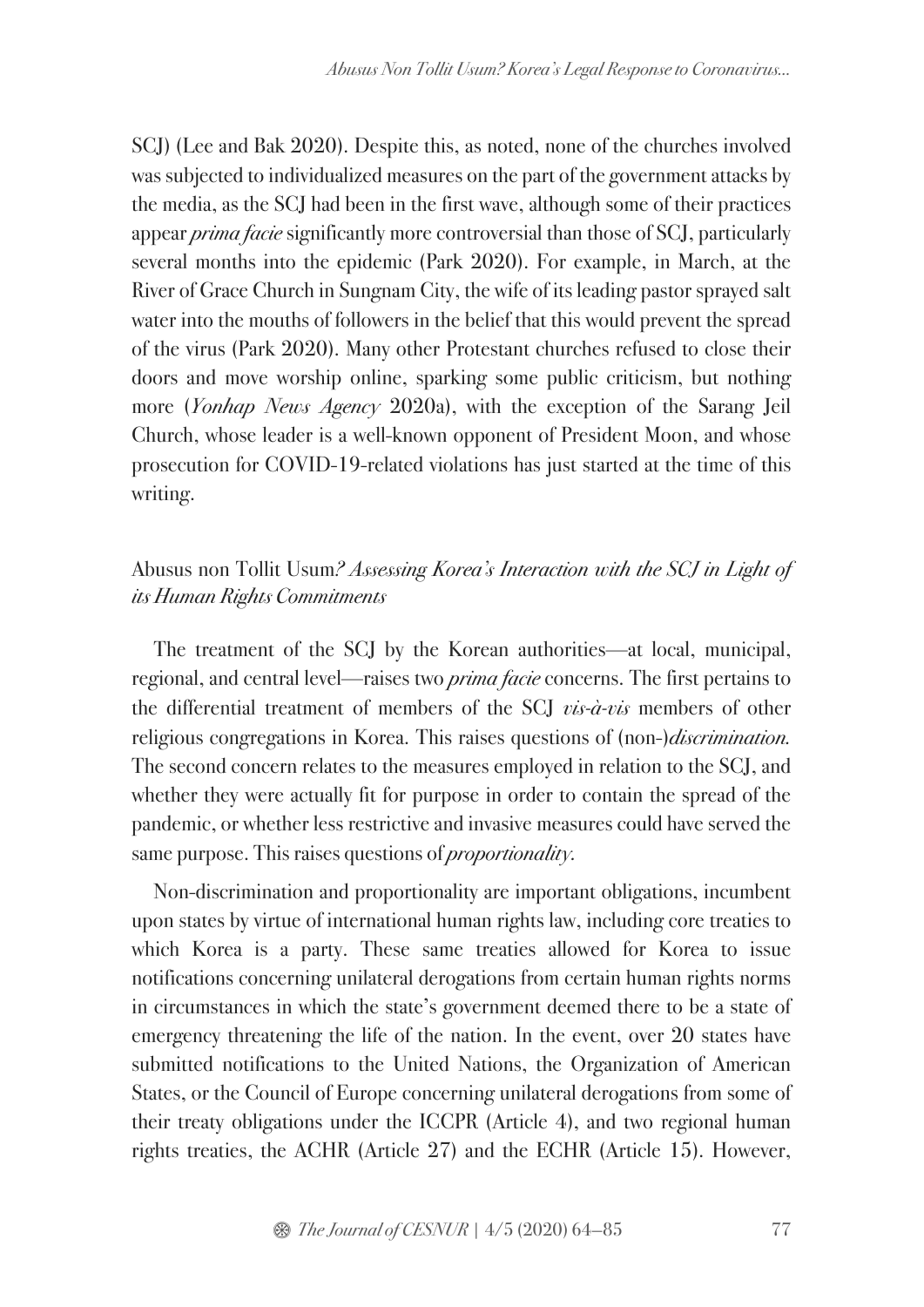SCJ) (Lee and Bak 2020). Despite this, as noted, none of the churches involved was subjected to individualized measures on the part of the government attacks by the media, as the SCJ had been in the first wave, although some of their practices appear *prima facie* significantly more controversial than those of SCJ, particularly several months into the epidemic (Park 2020). For example, in March, at the River of Grace Church in Sungnam City, the wife of its leading pastor sprayed salt water into the mouths of followers in the belief that this would prevent the spread of the virus (Park 2020). Many other Protestant churches refused to close their doors and move worship online, sparking some public criticism, but nothing more (*Yonhap News Agency* 2020a), with the exception of the Sarang Jeil Church, whose leader is a well-known opponent of President Moon, and whose prosecution for COVID-19-related violations has just started at the time of this writing.

## Abusus non Tollit Usum*? Assessing Korea's Interaction with the SCJ in Light of its Human Rights Commitments*

The treatment of the SCJ by the Korean authorities—at local, municipal, regional, and central level—raises two *prima facie* concerns. The first pertains to the differential treatment of members of the SCJ *vis-à-vis* members of other religious congregations in Korea. This raises questions of (non-)*discrimination.* The second concern relates to the measures employed in relation to the SCJ, and whether they were actually fit for purpose in order to contain the spread of the pandemic, or whether less restrictive and invasive measures could have served the same purpose. This raises questions of *proportionality.*

Non-discrimination and proportionality are important obligations, incumbent upon states by virtue of international human rights law, including core treaties to which Korea is a party. These same treaties allowed for Korea to issue notifications concerning unilateral derogations from certain human rights norms in circumstances in which the state's government deemed there to be a state of emergency threatening the life of the nation. In the event, over 20 states have submitted notifications to the United Nations, the Organization of American States, or the Council of Europe concerning unilateral derogations from some of their treaty obligations under the ICCPR (Article 4), and two regional human rights treaties, the ACHR (Article 27) and the ECHR (Article 15). However,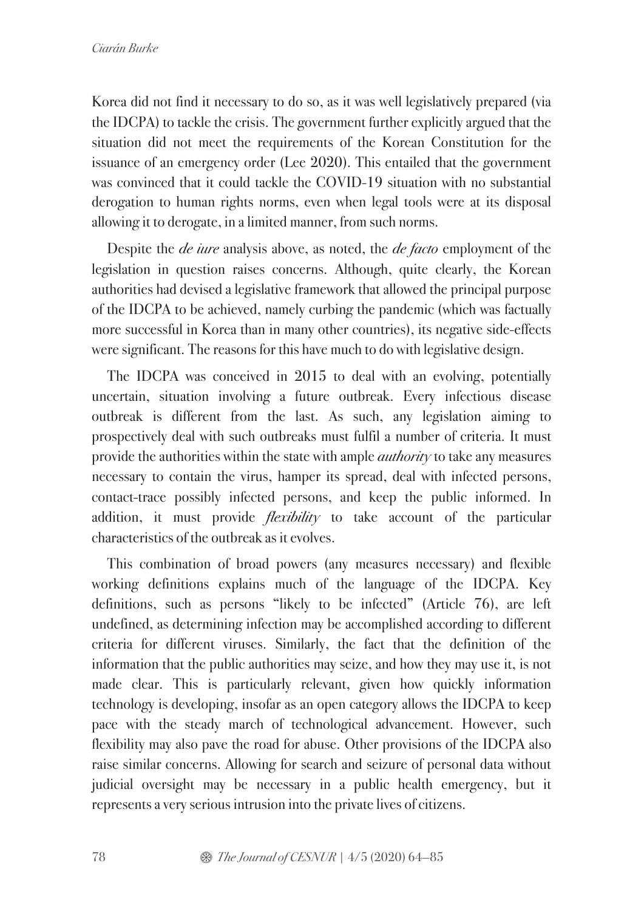Korea did not find it necessary to do so, as it was well legislatively prepared (via the IDCPA) to tackle the crisis. The government further explicitly argued that the situation did not meet the requirements of the Korean Constitution for the issuance of an emergency order (Lee 2020). This entailed that the government was convinced that it could tackle the COVID-19 situation with no substantial derogation to human rights norms, even when legal tools were at its disposal allowing it to derogate, in a limited manner, from such norms.

Despite the *de iure* analysis above, as noted, the *de facto* employment of the legislation in question raises concerns. Although, quite clearly, the Korean authorities had devised a legislative framework that allowed the principal purpose of the IDCPA to be achieved, namely curbing the pandemic (which was factually more successful in Korea than in many other countries), its negative side-effects were significant. The reasons for this have much to do with legislative design.

The IDCPA was conceived in 2015 to deal with an evolving, potentially uncertain, situation involving a future outbreak. Every infectious disease outbreak is different from the last. As such, any legislation aiming to prospectively deal with such outbreaks must fulfil a number of criteria. It must provide the authorities within the state with ample *authority* to take any measures necessary to contain the virus, hamper its spread, deal with infected persons, contact-trace possibly infected persons, and keep the public informed. In addition, it must provide *flexibility* to take account of the particular characteristics of the outbreak as it evolves.

This combination of broad powers (any measures necessary) and flexible working definitions explains much of the language of the IDCPA. Key definitions, such as persons "likely to be infected" (Article 76), are left undefined, as determining infection may be accomplished according to different criteria for different viruses. Similarly, the fact that the definition of the information that the public authorities may seize, and how they may use it, is not made clear. This is particularly relevant, given how quickly information technology is developing, insofar as an open category allows the IDCPA to keep pace with the steady march of technological advancement. However, such flexibility may also pave the road for abuse. Other provisions of the IDCPA also raise similar concerns. Allowing for search and seizure of personal data without judicial oversight may be necessary in a public health emergency, but it represents a very serious intrusion into the private lives of citizens.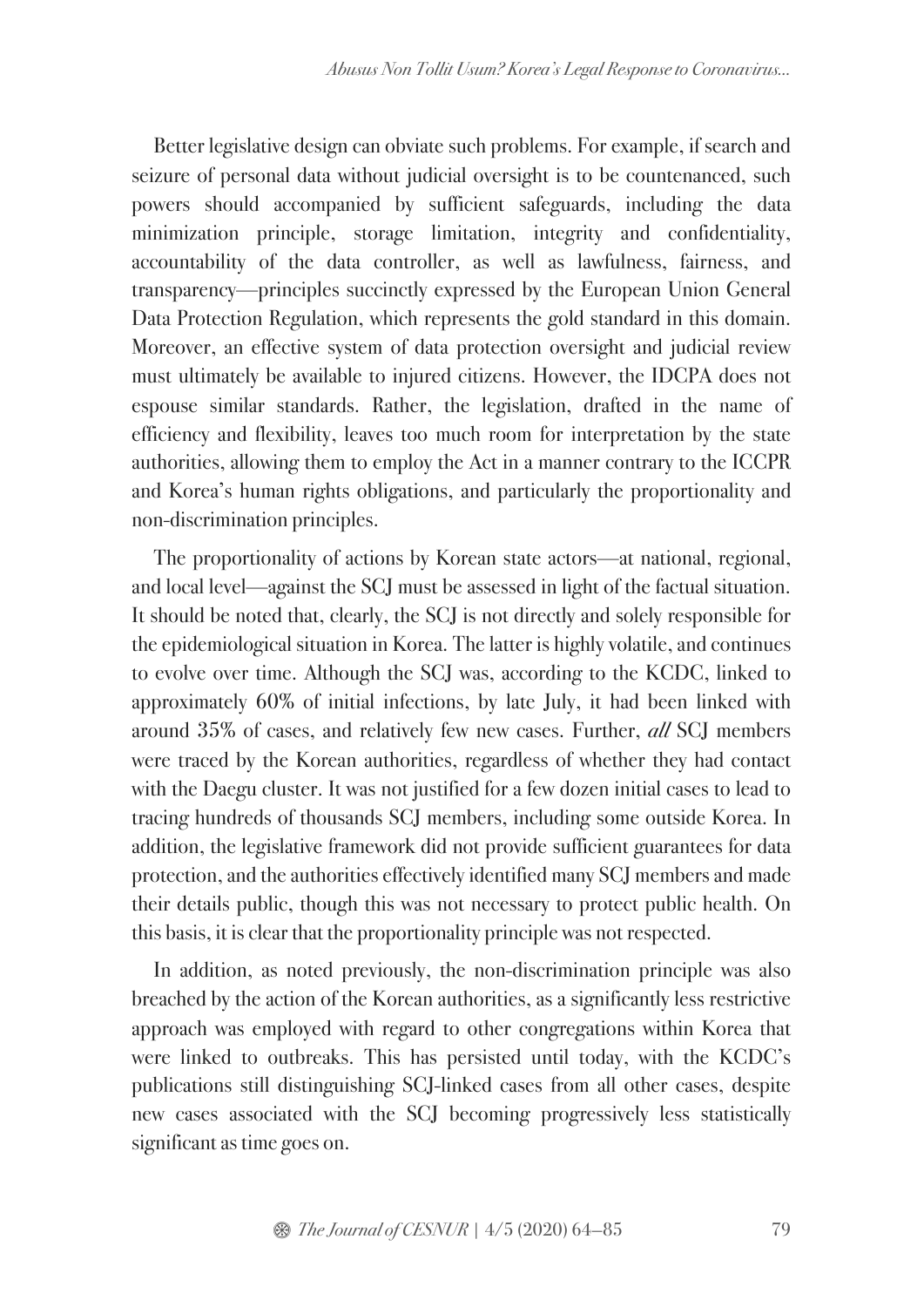Better legislative design can obviate such problems. For example, if search and seizure of personal data without judicial oversight is to be countenanced, such powers should accompanied by sufficient safeguards, including the data minimization principle, storage limitation, integrity and confidentiality, accountability of the data controller, as well as lawfulness, fairness, and transparency—principles succinctly expressed by the European Union General Data Protection Regulation, which represents the gold standard in this domain. Moreover, an effective system of data protection oversight and judicial review must ultimately be available to injured citizens. However, the IDCPA does not espouse similar standards. Rather, the legislation, drafted in the name of efficiency and flexibility, leaves too much room for interpretation by the state authorities, allowing them to employ the Act in a manner contrary to the ICCPR and Korea's human rights obligations, and particularly the proportionality and non-discrimination principles.

The proportionality of actions by Korean state actors—at national, regional, and local level—against the SCJ must be assessed in light of the factual situation. It should be noted that, clearly, the SCJ is not directly and solely responsible for the epidemiological situation in Korea. The latter is highly volatile, and continues to evolve over time. Although the SCJ was, according to the KCDC, linked to approximately 60% of initial infections, by late July, it had been linked with around 35% of cases, and relatively few new cases. Further, *all* SCJ members were traced by the Korean authorities, regardless of whether they had contact with the Daegu cluster. It was not justified for a few dozen initial cases to lead to tracing hundreds of thousands SCJ members, including some outside Korea. In addition, the legislative framework did not provide sufficient guarantees for data protection, and the authorities effectively identified many SCJ members and made their details public, though this was not necessary to protect public health. On this basis, it is clear that the proportionality principle was not respected.

In addition, as noted previously, the non-discrimination principle was also breached by the action of the Korean authorities, as a significantly less restrictive approach was employed with regard to other congregations within Korea that were linked to outbreaks. This has persisted until today, with the KCDC's publications still distinguishing SCJ-linked cases from all other cases, despite new cases associated with the SCJ becoming progressively less statistically significant as time goes on.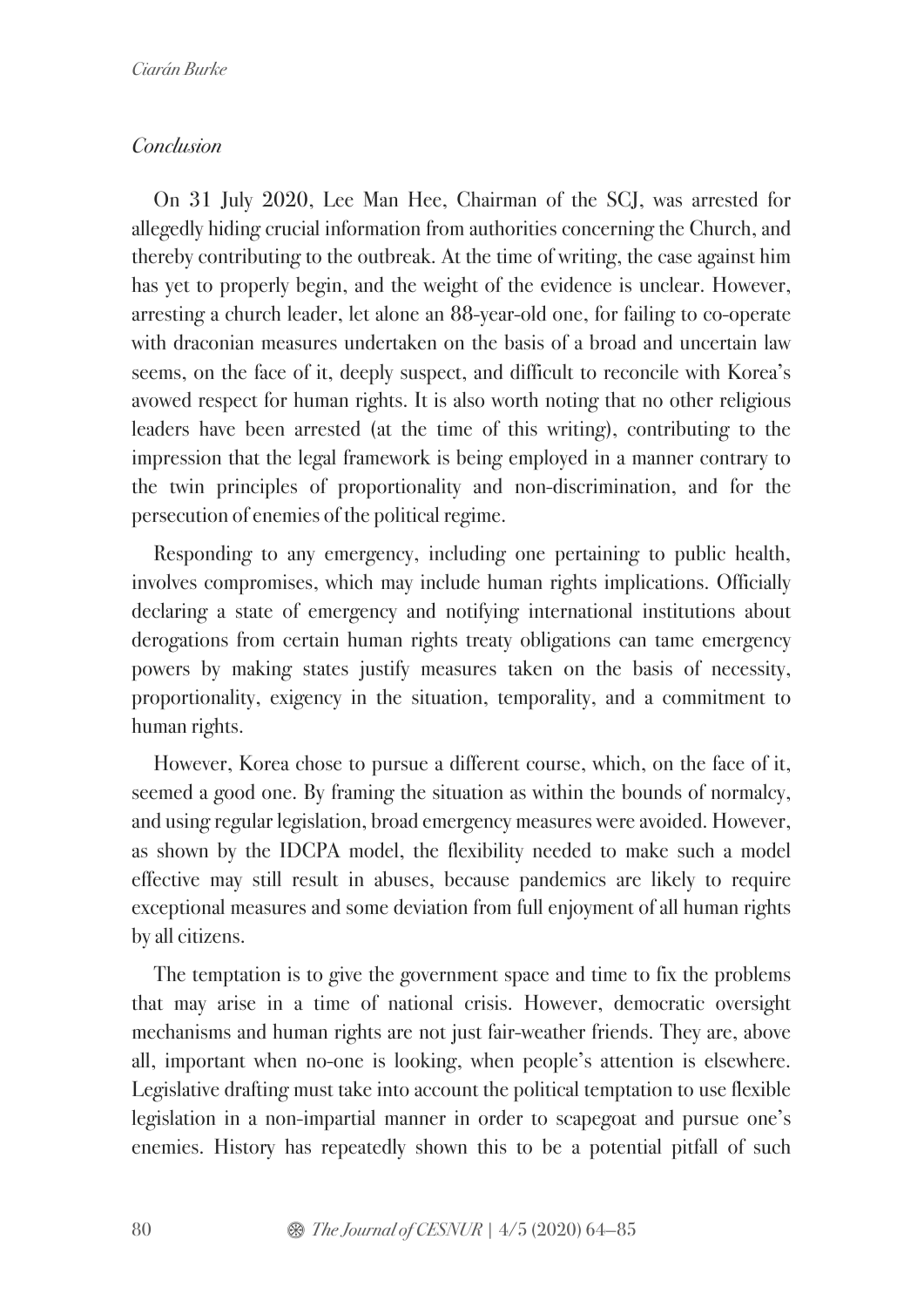## *Conclusion*

On 31 July 2020, Lee Man Hee, Chairman of the SCJ, was arrested for allegedly hiding crucial information from authorities concerning the Church, and thereby contributing to the outbreak. At the time of writing, the case against him has yet to properly begin, and the weight of the evidence is unclear. However, arresting a church leader, let alone an 88-year-old one, for failing to co-operate with draconian measures undertaken on the basis of a broad and uncertain law seems, on the face of it, deeply suspect, and difficult to reconcile with Korea's avowed respect for human rights. It is also worth noting that no other religious leaders have been arrested (at the time of this writing), contributing to the impression that the legal framework is being employed in a manner contrary to the twin principles of proportionality and non-discrimination, and for the persecution of enemies of the political regime.

Responding to any emergency, including one pertaining to public health, involves compromises, which may include human rights implications. Officially declaring a state of emergency and notifying international institutions about derogations from certain human rights treaty obligations can tame emergency powers by making states justify measures taken on the basis of necessity, proportionality, exigency in the situation, temporality, and a commitment to human rights.

However, Korea chose to pursue a different course, which, on the face of it, seemed a good one. By framing the situation as within the bounds of normalcy, and using regular legislation, broad emergency measures were avoided. However, as shown by the IDCPA model, the flexibility needed to make such a model effective may still result in abuses, because pandemics are likely to require exceptional measures and some deviation from full enjoyment of all human rights by all citizens.

The temptation is to give the government space and time to fix the problems that may arise in a time of national crisis. However, democratic oversight mechanisms and human rights are not just fair-weather friends. They are, above all, important when no-one is looking, when people's attention is elsewhere. Legislative drafting must take into account the political temptation to use flexible legislation in a non-impartial manner in order to scapegoat and pursue one's enemies. History has repeatedly shown this to be a potential pitfall of such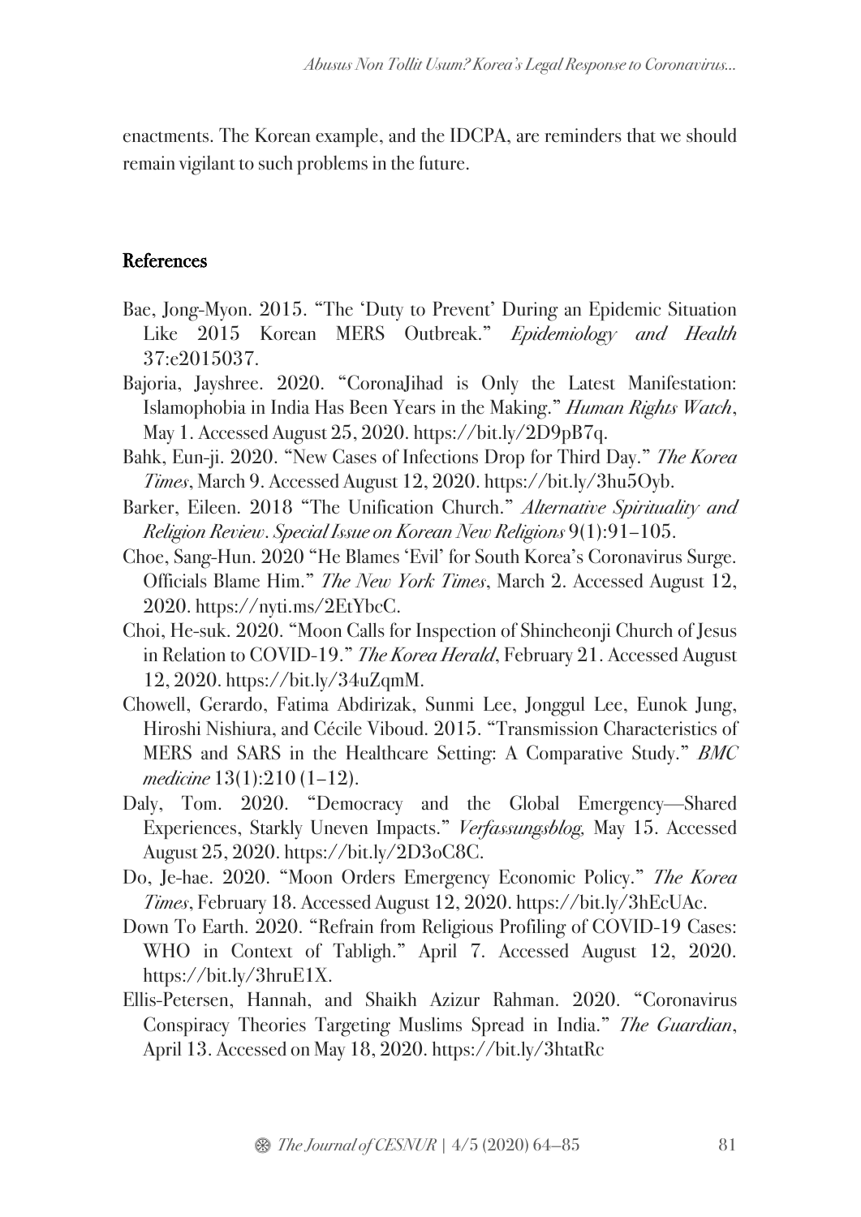enactments. The Korean example, and the IDCPA, are reminders that we should remain vigilant to such problems in the future.

## References

Bae, Jong-Myon. 2015. "The 'Duty to Prevent' During an Epidemic Situation Like 2015 Korean MERS Outbreak." *Epidemiology and Health* 37:e2015037.

Bajoria, Jayshree. 2020. "CoronaJihad is Only the Latest Manifestation: Islamophobia in India Has Been Years in the Making." *Human Rights Watch*, May 1. Accessed August 25, 2020. https://bit.ly/2D9pB7q.

Bahk, Eun-ji. 2020. "New Cases of Infections Drop for Third Day." *The Korea Times*, March 9. Accessed August 12, 2020. https://bit.ly/3hu5Oyb.

Barker, Eileen. 2018 "The Unification Church." *Alternative Spirituality and Religion Review. Special Issue on Korean New Religions* 9(1):91–105.

Choe, Sang-Hun. 2020 "He Blames 'Evil' for South Korea's Coronavirus Surge. Officials Blame Him." *The New York Times*, March 2. Accessed August 12, 2020. https://nyti.ms/2EtYbcC.

Choi, He-suk. 2020. "Moon Calls for Inspection of Shincheonji Church of Jesus in Relation to COVID-19." *The Korea Herald*, February 21. Accessed August 12, 2020. https://bit.ly/34uZqmM.

Chowell, Gerardo, Fatima Abdirizak, Sunmi Lee, Jonggul Lee, Eunok Jung, Hiroshi Nishiura, and Cécile Viboud. 2015. "Transmission Characteristics of MERS and SARS in the Healthcare Setting: A Comparative Study." *BMC medicine* 13(1):210 (1–12).

Daly, Tom. 2020. "Democracy and the Global Emergency—Shared Experiences, Starkly Uneven Impacts." *Verfassungsblog,* May 15. Accessed August 25, 2020. https://bit.ly/2D3oC8C.

Do, Je-hae. 2020. "Moon Orders Emergency Economic Policy." *The Korea Times*, February 18. Accessed August 12, 2020. https://bit.ly/3hEcUAc.

Down To Earth. 2020. "Refrain from Religious Profiling of COVID-19 Cases: WHO in Context of Tabligh." April 7. Accessed August 12, 2020. https://bit.ly/3hruE1X.

Ellis-Petersen, Hannah, and Shaikh Azizur Rahman. 2020. "Coronavirus Conspiracy Theories Targeting Muslims Spread in India." *The Guardian*, April 13. Accessed on May 18, 2020. https://bit.ly/3htatRc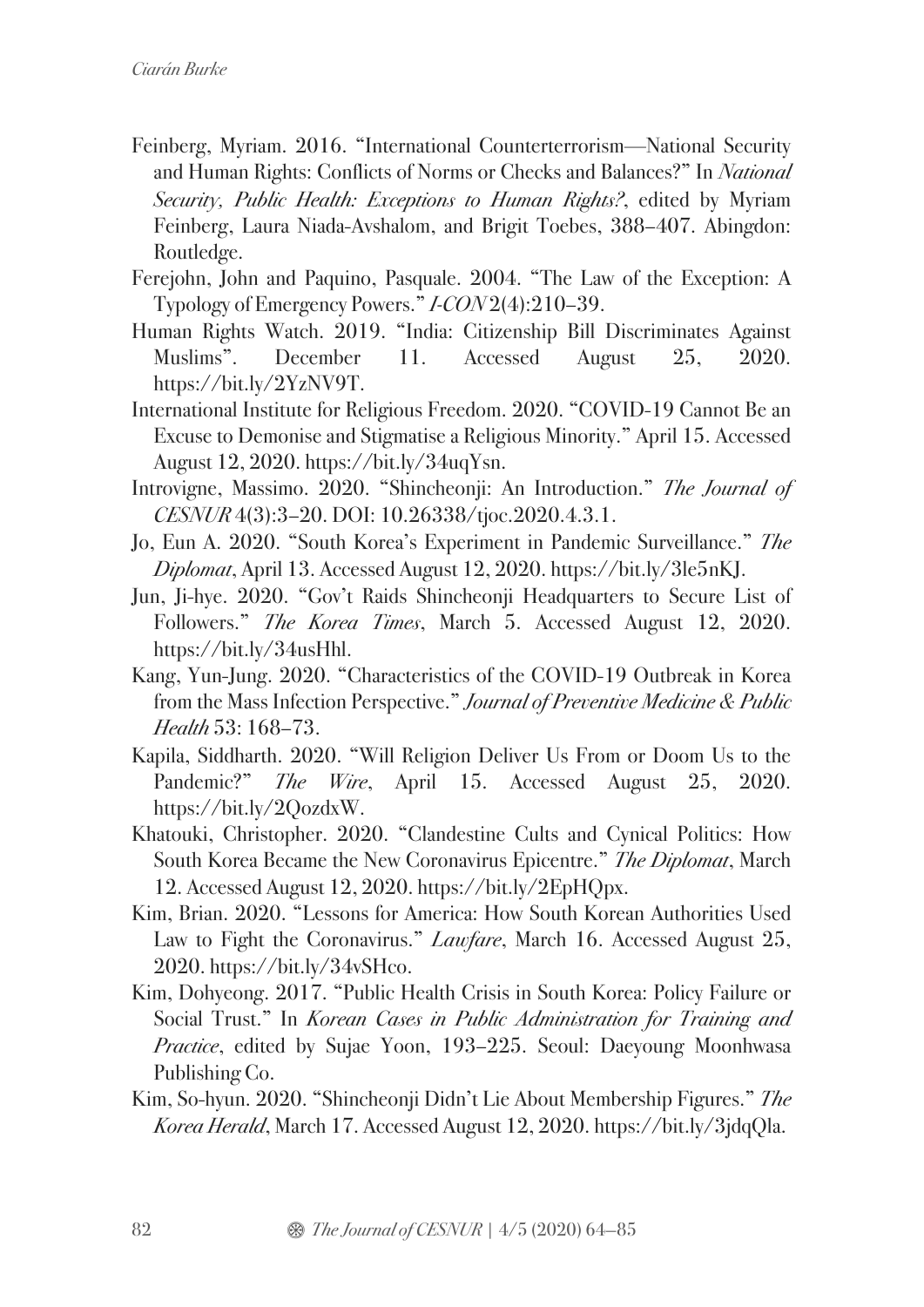Feinberg, Myriam. 2016. "International Counterterrorism—National Security and Human Rights: Conflicts of Norms or Checks and Balances?" In *National Security, Public Health: Exceptions to Human Rights?*, edited by Myriam Feinberg, Laura Niada-Avshalom, and Brigit Toebes, 388–407. Abingdon: Routledge.

Ferejohn, John and Paquino, Pasquale. 2004. "The Law of the Exception: A Typology of Emergency Powers." *I-CON* 2(4):210–39.

Human Rights Watch. 2019. "India: Citizenship Bill Discriminates Against Muslims". December 11. Accessed August 25, 2020. https://bit.ly/2YzNV9T.

International Institute for Religious Freedom. 2020. "COVID-19 Cannot Be an Excuse to Demonise and Stigmatise a Religious Minority." April 15. Accessed August 12, 2020. https://bit.ly/34uqYsn.

Introvigne, Massimo. 2020. "Shincheonji: An Introduction." *The Journal of CESNUR* 4(3):3–20. DOI: 10.26338/tjoc.2020.4.3.1.

Jo, Eun A. 2020. "South Korea's Experiment in Pandemic Surveillance." *The Diplomat*, April 13. Accessed August 12, 2020. https://bit.ly/3le5nKJ.

Jun, Ji-hye. 2020. "Gov't Raids Shincheonji Headquarters to Secure List of Followers." *The Korea Times*, March 5. Accessed August 12, 2020. https://bit.ly/34usHhl.

Kang, Yun-Jung. 2020. "Characteristics of the COVID-19 Outbreak in Korea from the Mass Infection Perspective." *Journal of Preventive Medicine & Public Health* 53: 168–73.

Kapila, Siddharth. 2020. "Will Religion Deliver Us From or Doom Us to the Pandemic?" *The Wire*, April 15. Accessed August 25, 2020. https://bit.ly/2QozdxW.

Khatouki, Christopher. 2020. "Clandestine Cults and Cynical Politics: How South Korea Became the New Coronavirus Epicentre." *The Diplomat*, March 12. Accessed August 12, 2020. https://bit.ly/2EpHQpx.

Kim, Brian. 2020. "Lessons for America: How South Korean Authorities Used Law to Fight the Coronavirus." *Lawfare*, March 16. Accessed August 25, 2020. https://bit.ly/34vSHco.

Kim, Dohyeong. 2017. "Public Health Crisis in South Korea: Policy Failure or Social Trust." In *Korean Cases in Public Administration for Training and Practice*, edited by Sujae Yoon, 193–225. Seoul: Daeyoung Moonhwasa Publishing Co.

Kim, So-hyun. 2020. "Shincheonji Didn't Lie About Membership Figures." *The Korea Herald*, March 17. Accessed August 12, 2020. https://bit.ly/3jdqQla.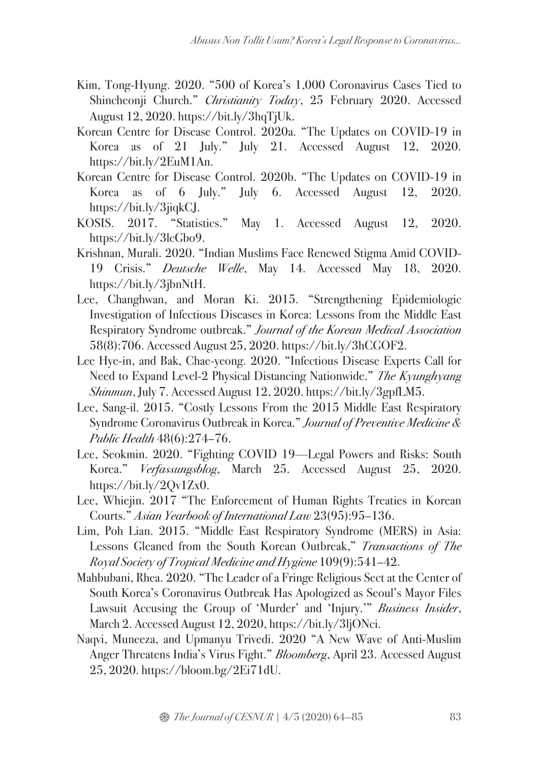Kim, Tong-Hyung. 2020. "500 of Korea's 1,000 Coronavirus Cases Tied to Shincheonji Church." *Christianity Today*, 25 February 2020. Accessed August 12, 2020. https://bit.ly/3hqTjUk.

Korean Centre for Disease Control. 2020a. "The Updates on COVID-19 in Korea as of 21 July." July 21. Accessed August 12, 2020. https://bit.ly/2EuM1An.

Korean Centre for Disease Control. 2020b. "The Updates on COVID-19 in Korea as of 6 July." July 6. Accessed August 12, 2020. https://bit.ly/3jiqkCJ.

KOSIS. 2017. "Statistics." May 1. Accessed August 12, 2020. https://bit.ly/3lcGbo9.

Krishnan, Murali. 2020. "Indian Muslims Face Renewed Stigma Amid COVID-19 Crisis." *Deutsche Welle*, May 14. Accessed May 18, 2020. https://bit.ly/3jbnNtH.

Lee, Changhwan, and Moran Ki. 2015. "Strengthening Epidemiologic Investigation of Infectious Diseases in Korea: Lessons from the Middle East Respiratory Syndrome outbreak." *Journal of the Korean Medical Association* 58(8):706. Accessed August 25, 2020. https://bit.ly/3hCGOF2.

Lee Hye-in, and Bak, Chae-yeong. 2020. "Infectious Disease Experts Call for Need to Expand Level-2 Physical Distancing Nationwide." *The Kyunghyang Shinmun*, July 7. Accessed August 12, 2020. https://bit.ly/3gpfLM5.

Lee, Sang-il. 2015. "Costly Lessons From the 2015 Middle East Respiratory Syndrome Coronavirus Outbreak in Korea." *Journal of Preventive Medicine & Public Health* 48(6):274–76.

Lee, Seokmin. 2020. "Fighting COVID 19—Legal Powers and Risks: South Korea." *Verfassungsblog*, March 25. Accessed August 25, 2020. https://bit.ly/2Qv1Zx0.

Lee, Whiejin. 2017 "The Enforcement of Human Rights Treaties in Korean Courts." *Asian Yearbook of International Law* 23(95):95–136.

Lim, Poh Lian. 2015. "Middle East Respiratory Syndrome (MERS) in Asia: Lessons Gleaned from the South Korean Outbreak," *Transactions of The Royal Society of Tropical Medicine and Hygiene* 109(9):541–42.

Mahbubani, Rhea. 2020. "The Leader of a Fringe Religious Sect at the Center of South Korea's Coronavirus Outbreak Has Apologized as Seoul's Mayor Files Lawsuit Accusing the Group of 'Murder' and 'Injury.'" *Business Insider*, March 2. Accessed August 12, 2020, https://bit.ly/3ljONci.

Naqvi, Muneeza, and Upmanyu Trivedi. 2020 "A New Wave of Anti-Muslim Anger Threatens India's Virus Fight." *Bloomberg*, April 23. Accessed August 25, 2020. https://bloom.bg/2Ei71dU.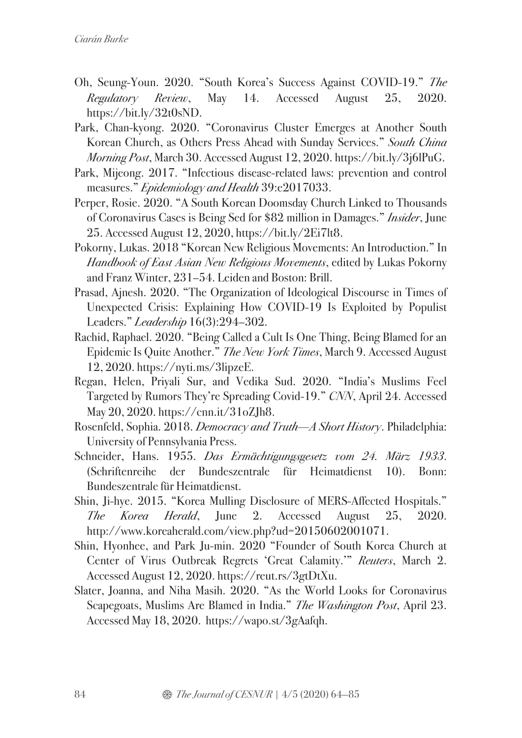Oh, Seung-Youn. 2020. "South Korea's Success Against COVID-19." *The Regulatory Review*, May 14. Accessed August 25, 2020. https://bit.ly/32t0sND.

Park, Chan-kyong. 2020. "Coronavirus Cluster Emerges at Another South Korean Church, as Others Press Ahead with Sunday Services." *South China Morning Post*, March 30. Accessed August 12, 2020. https://bit.ly/3j6lPuG.

Park, Mijeong. 2017. "Infectious disease-related laws: prevention and control measures." *Epidemiology and Health* 39:e2017033.

Perper, Rosie. 2020. "A South Korean Doomsday Church Linked to Thousands of Coronavirus Cases is Being Sed for $82 million in Damages." *Insider*, June 25. Accessed August 12, 2020, https://bit.ly/2Ei7lt8.

Pokorny, Lukas. 2018 "Korean New Religious Movements: An Introduction." In *Handbook of East Asian New Religious Movements*, edited by Lukas Pokorny and Franz Winter, 231–54. Leiden and Boston: Brill.

Prasad, Ajnesh. 2020. "The Organization of Ideological Discourse in Times of Unexpected Crisis: Explaining How COVID-19 Is Exploited by Populist Leaders." *Leadership* 16(3):294–302.

Rachid, Raphael. 2020. "Being Called a Cult Is One Thing, Being Blamed for an Epidemic Is Quite Another." *The New York Times*, March 9. Accessed August 12, 2020. https://nyti.ms/3lipzeE.

Regan, Helen, Priyali Sur, and Vedika Sud. 2020. "India's Muslims Feel Targeted by Rumors They're Spreading Covid-19." *CNN*, April 24. Accessed May 20, 2020. https://cnn.it/31oZJh8.

Rosenfeld, Sophia. 2018. *Democracy and Truth—A Short History*. Philadelphia: University of Pennsylvania Press.

Schneider, Hans. 1955. *Das Ermächtigungsgesetz vom 24. März 1933*. (Schriftenreihe der Bundeszentrale für Heimatdienst 10). Bonn: Bundeszentrale für Heimatdienst.

Shin, Ji-hye. 2015. "Korea Mulling Disclosure of MERS-Affected Hospitals." *The Korea Herald*, June 2. Accessed August 25, 2020. http://www.koreaherald.com/view.php?ud=20150602001071.

Shin, Hyonhee, and Park Ju-min. 2020 "Founder of South Korea Church at Center of Virus Outbreak Regrets 'Great Calamity.'" *Reuters*, March 2. Accessed August 12, 2020. https://reut.rs/3gtDtXu.

Slater, Joanna, and Niha Masih. 2020. "As the World Looks for Coronavirus Scapegoats, Muslims Are Blamed in India." *The Washington Post*, April 23. Accessed May 18, 2020. https://wapo.st/3gAafqh.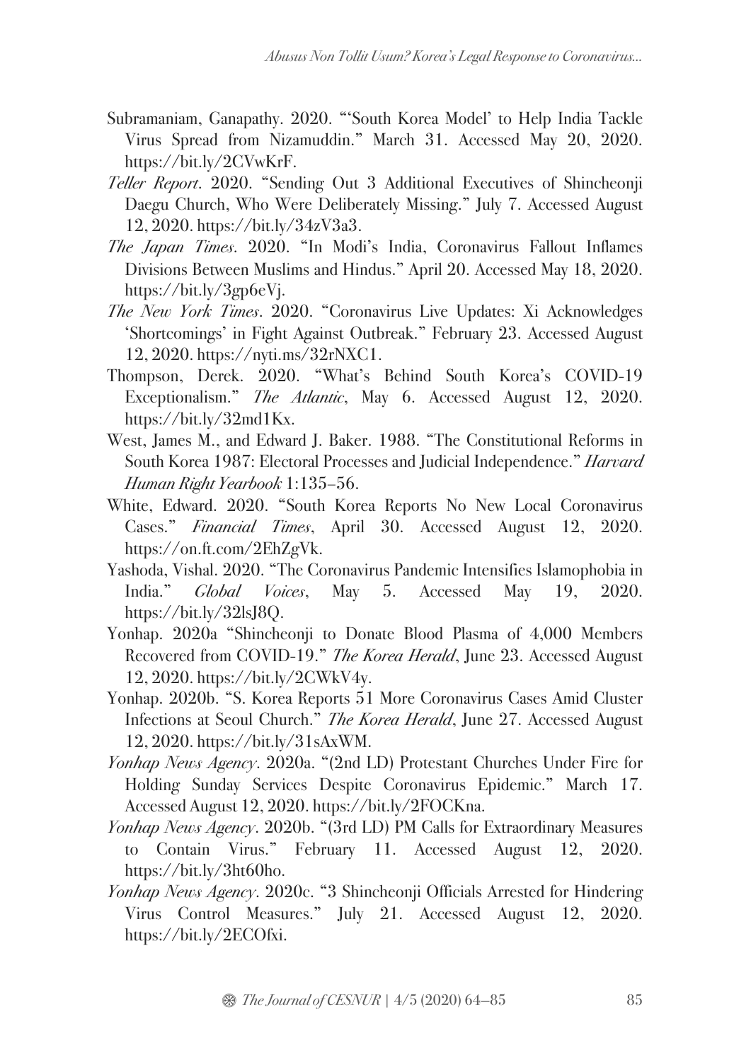Subramaniam, Ganapathy. 2020. "'South Korea Model' to Help India Tackle Virus Spread from Nizamuddin." March 31. Accessed May 20, 2020. https://bit.ly/2CVwKrF.

*Teller Report*. 2020. "Sending Out 3 Additional Executives of Shincheonji Daegu Church, Who Were Deliberately Missing." July 7. Accessed August 12, 2020. https://bit.ly/34zV3a3.

*The Japan Times*. 2020. "In Modi's India, Coronavirus Fallout Inflames Divisions Between Muslims and Hindus." April 20. Accessed May 18, 2020. https://bit.ly/3gp6eVj.

*The New York Times*. 2020. "Coronavirus Live Updates: Xi Acknowledges 'Shortcomings' in Fight Against Outbreak." February 23. Accessed August 12, 2020. https://nyti.ms/32rNXC1.

Thompson, Derek. 2020. "What's Behind South Korea's COVID-19 Exceptionalism." *The Atlantic*, May 6. Accessed August 12, 2020. https://bit.ly/32md1Kx.

West, James M., and Edward J. Baker. 1988. "The Constitutional Reforms in South Korea 1987: Electoral Processes and Judicial Independence." *Harvard Human Right Yearbook* 1:135–56.

White, Edward. 2020. "South Korea Reports No New Local Coronavirus Cases." *Financial Times*, April 30. Accessed August 12, 2020. https://on.ft.com/2EhZgVk.

Yashoda, Vishal. 2020. "The Coronavirus Pandemic Intensifies Islamophobia in India." *Global Voices*, May 5. Accessed May 19, 2020. https://bit.ly/32lsJ8Q.

Yonhap. 2020a "Shincheonji to Donate Blood Plasma of 4,000 Members Recovered from COVID-19." *The Korea Herald*, June 23. Accessed August 12, 2020. https://bit.ly/2CWkV4y.

Yonhap. 2020b. "S. Korea Reports 51 More Coronavirus Cases Amid Cluster Infections at Seoul Church." *The Korea Herald*, June 27. Accessed August 12, 2020. https://bit.ly/31sAxWM.

*Yonhap News Agency*. 2020a. "(2nd LD) Protestant Churches Under Fire for Holding Sunday Services Despite Coronavirus Epidemic." March 17. Accessed August 12, 2020. https://bit.ly/2FOCKna.

*Yonhap News Agency*. 2020b. "(3rd LD) PM Calls for Extraordinary Measures to Contain Virus." February 11. Accessed August 12, 2020. https://bit.ly/3ht60ho.

*Yonhap News Agency*. 2020c. "3 Shincheonji Officials Arrested for Hindering Virus Control Measures." July 21. Accessed August 12, 2020. https://bit.ly/2ECOfxi.